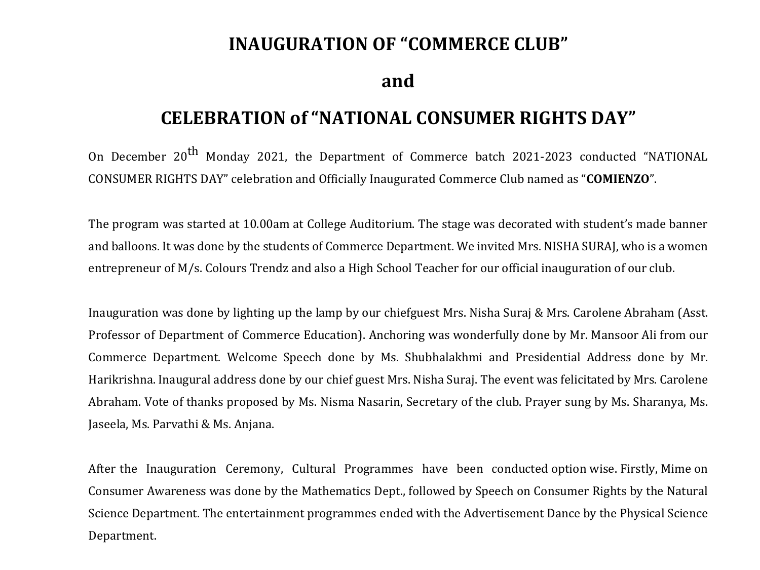# INAUGURATION OF "COMMERCE CLUB"

# and

# CELEBRATION of "NATIONAL CONSUMER RIGHTS DAY"

On December 20th Monday 2021, the Department of Commerce batch 2021-2023 conducted "NATIONAL CONSUMER RIGHTS DAY" celebration and Officially Inaugurated Commerce Club named as "**COMIENZO**".

The program was started at 10.00am at College Auditorium. The stage was decorated with student's made banner and balloons. It was done by the students of Commerce Department. We invited Mrs. NISHA SURAJ, who is a women entrepreneur of M/s. Colours Trendz and also a High School Teacher for our official inauguration of our club.

Inauguration was done by lighting up the lamp by our chiefguest Mrs. Nisha Suraj & Mrs. Carolene Abraham (Asst. Professor of Department of Commerce Education). Anchoring was wonderfully done by Mr. Mansoor Ali from our Commerce Department. Welcome Speech done by Ms. Shubhalakhmi and Presidential Address done by Mr. Harikrishna. Inaugural address done by our chief guest Mrs. Nisha Suraj. The event was felicitated by Mrs. Carolene Abraham. Vote of thanks proposed by Ms. Nisma Nasarin, Secretary of the club. Prayer sung by Ms. Sharanya, Ms. Jaseela, Ms. Parvathi & Ms. Anjana.

After the Inauguration Ceremony, Cultural Programmes have been conducted option wise. Firstly, Mime on Consumer Awareness was done by the Mathematics Dept., followed by Speech on Consumer Rights by the Natural Science Department. The entertainment programmes ended with the Advertisement Dance by the Physical Science Department.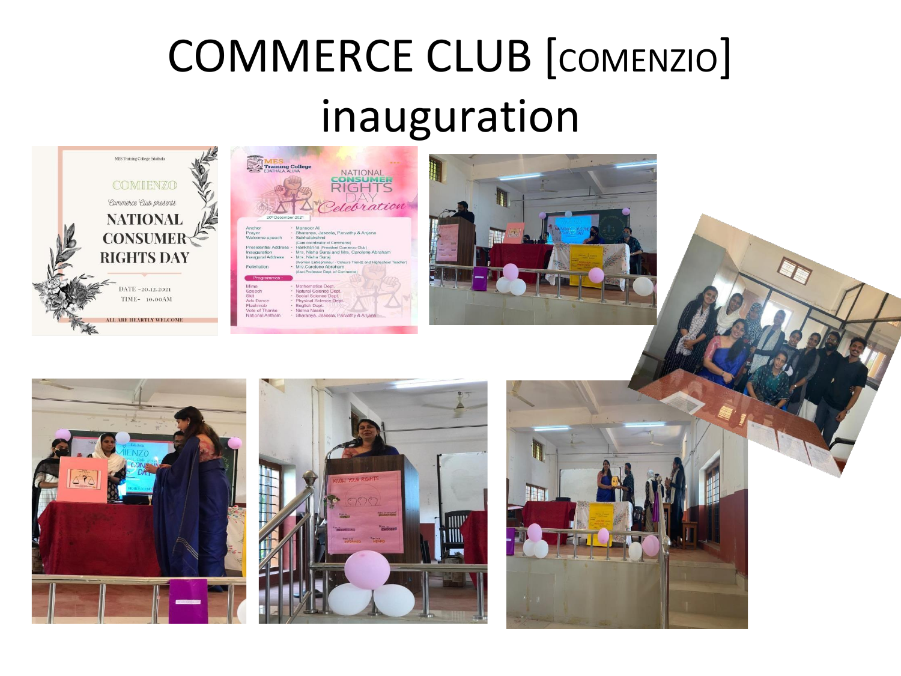# COMMERCE CLUB [COMENZIO] inauguration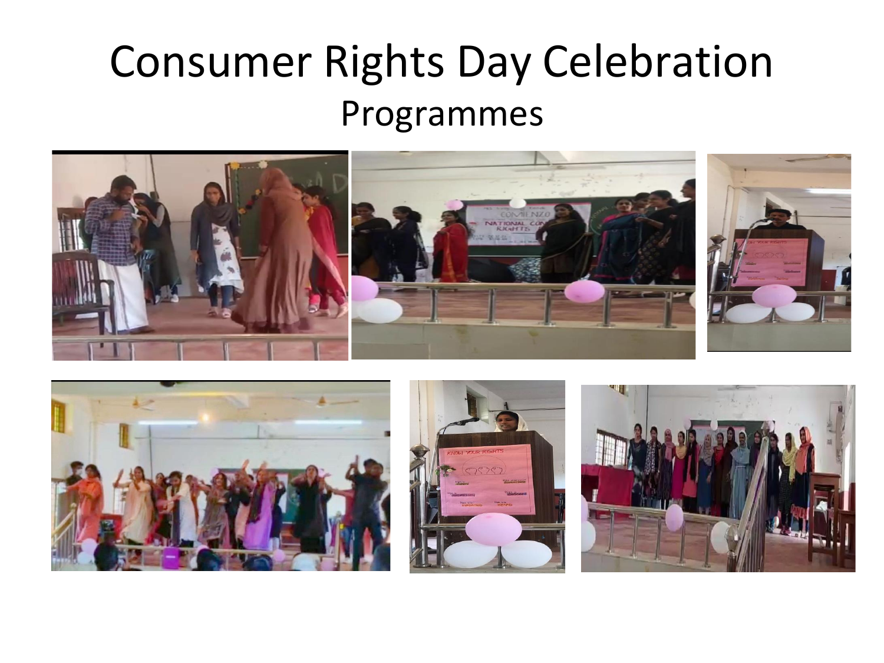# Consumer Rights Day Celebration

## Programmes